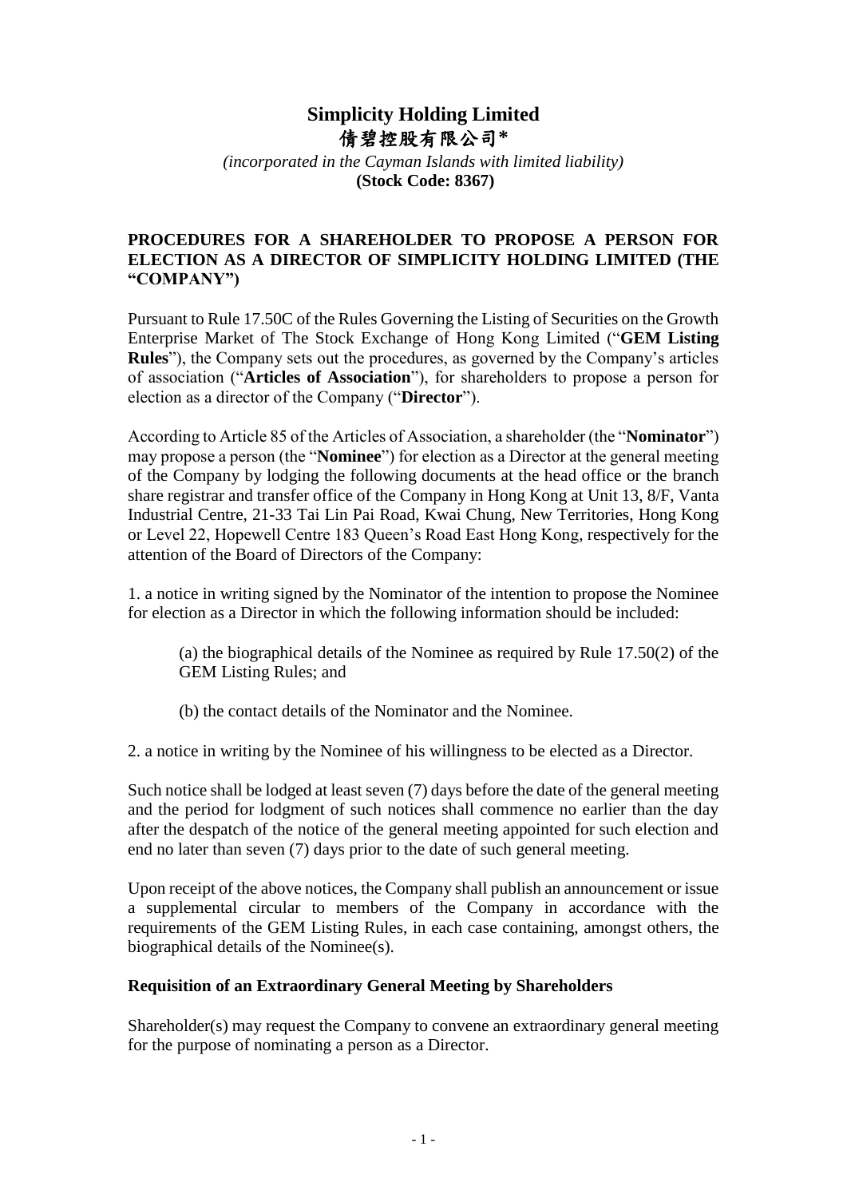# Simplicity Holding Limited
# 倩碧控股有限公司*

*(incorporated in the Cayman Islands with limited liability)*
**(Stock Code: 8367)**

**PROCEDURES FOR A SHAREHOLDER TO PROPOSE A PERSON FOR ELECTION AS A DIRECTOR OF SIMPLICITY HOLDING LIMITED (THE "COMPANY")**

Pursuant to Rule 17.50C of the Rules Governing the Listing of Securities on the Growth Enterprise Market of The Stock Exchange of Hong Kong Limited ("**GEM Listing Rules**"), the Company sets out the procedures, as governed by the Company's articles of association ("**Articles of Association**"), for shareholders to propose a person for election as a director of the Company ("**Director**").

According to Article 85 of the Articles of Association, a shareholder (the "**Nominator**") may propose a person (the "**Nominee**") for election as a Director at the general meeting of the Company by lodging the following documents at the head office or the branch share registrar and transfer office of the Company in Hong Kong at Unit 13, 8/F, Vanta Industrial Centre, 21-33 Tai Lin Pai Road, Kwai Chung, New Territories, Hong Kong or Level 22, Hopewell Centre 183 Queen's Road East Hong Kong, respectively for the attention of the Board of Directors of the Company:

1. a notice in writing signed by the Nominator of the intention to propose the Nominee for election as a Director in which the following information should be included:

   (a) the biographical details of the Nominee as required by Rule 17.50(2) of the GEM Listing Rules; and

   (b) the contact details of the Nominator and the Nominee.

2. a notice in writing by the Nominee of his willingness to be elected as a Director.

Such notice shall be lodged at least seven (7) days before the date of the general meeting and the period for lodgment of such notices shall commence no earlier than the day after the despatch of the notice of the general meeting appointed for such election and end no later than seven (7) days prior to the date of such general meeting.

Upon receipt of the above notices, the Company shall publish an announcement or issue a supplemental circular to members of the Company in accordance with the requirements of the GEM Listing Rules, in each case containing, amongst others, the biographical details of the Nominee(s).

**Requisition of an Extraordinary General Meeting by Shareholders**

Shareholder(s) may request the Company to convene an extraordinary general meeting for the purpose of nominating a person as a Director.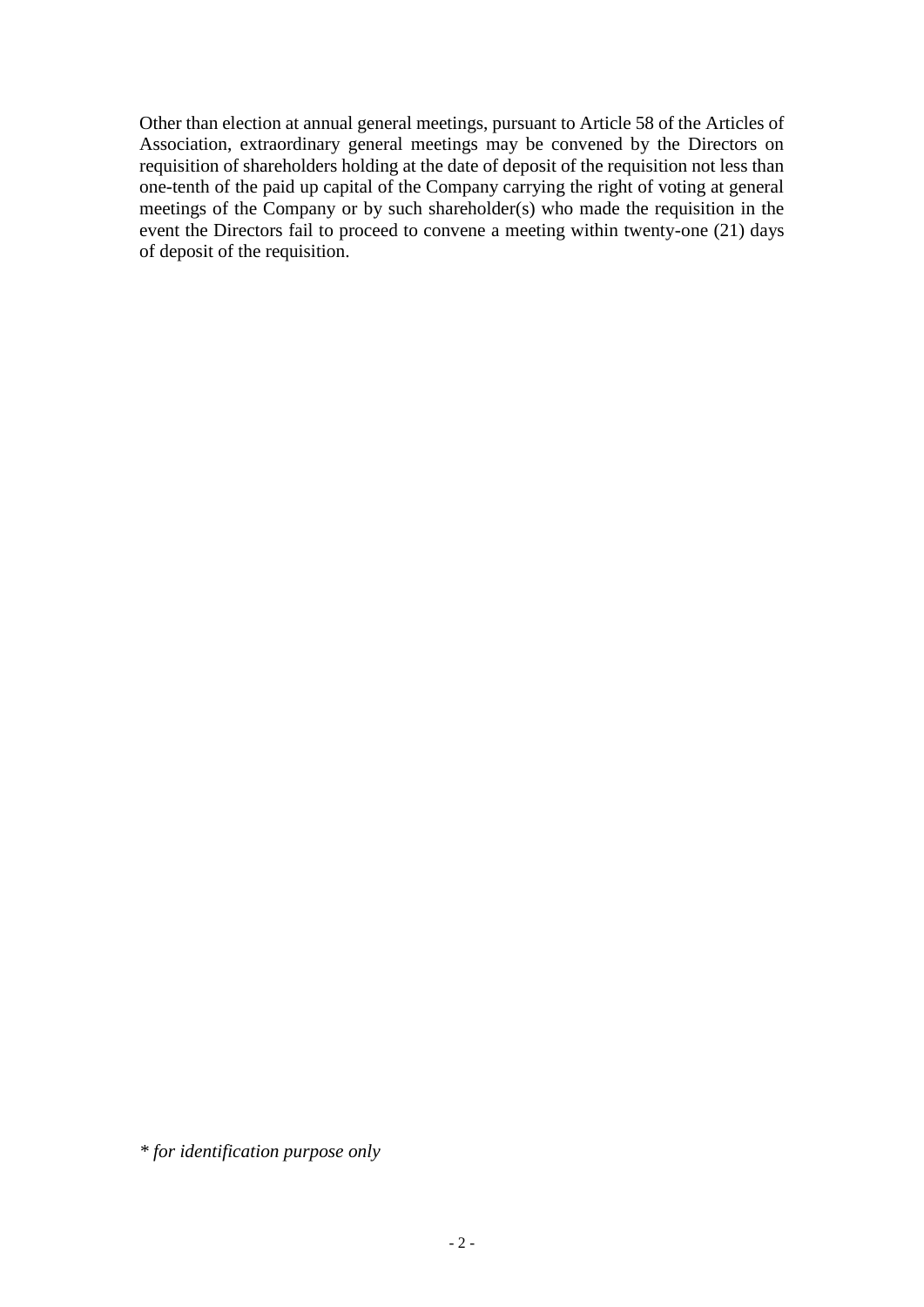Other than election at annual general meetings, pursuant to Article 58 of the Articles of Association, extraordinary general meetings may be convened by the Directors on requisition of shareholders holding at the date of deposit of the requisition not less than one-tenth of the paid up capital of the Company carrying the right of voting at general meetings of the Company or by such shareholder(s) who made the requisition in the event the Directors fail to proceed to convene a meeting within twenty-one (21) days of deposit of the requisition.

*\* for identification purpose only*